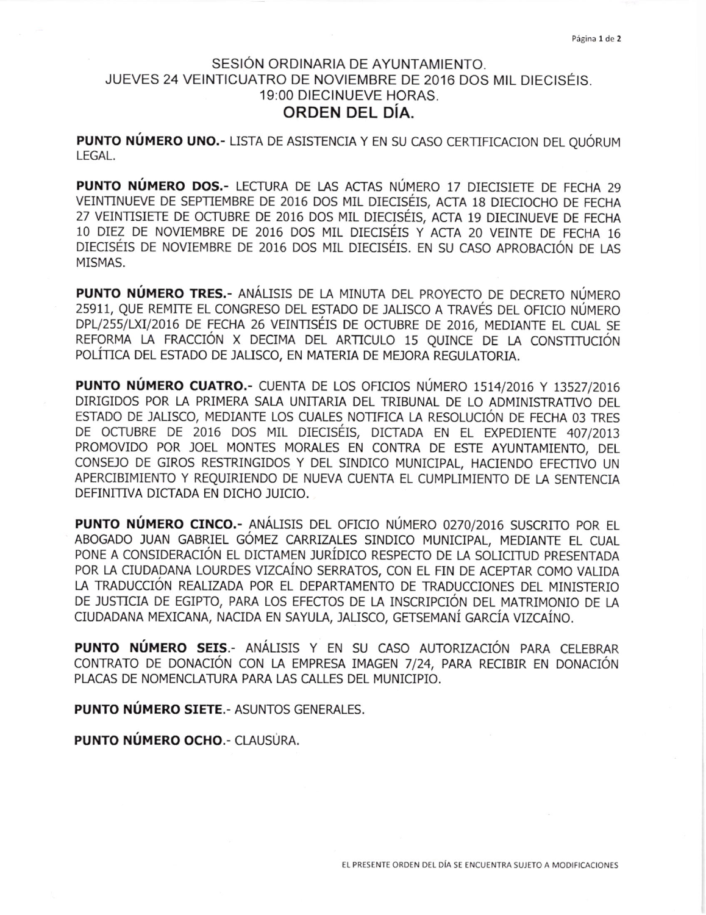# SESIÓN ORDINARIA DE AYUNTAMIENTO.
# JUEVES 24 VEINTICUATRO DE NOVIEMBRE DE 2016 DOS MIL DIECISÉIS.
# 19:00 DIECINUEVE HORAS.

## ORDEN DEL DÍA.

**PUNTO NÚMERO UNO.-** LISTA DE ASISTENCIA Y EN SU CASO CERTIFICACION DEL QUÓRUM LEGAL.

**PUNTO NÚMERO DOS.-** LECTURA DE LAS ACTAS NÚMERO 17 DIECISIETE DE FECHA 29 VEINTINUEVE DE SEPTIEMBRE DE 2016 DOS MIL DIECISÉIS, ACTA 18 DIECIOCHO DE FECHA 27 VEINTISIETE DE OCTUBRE DE 2016 DOS MIL DIECISÉIS, ACTA 19 DIECINUEVE DE FECHA 10 DIEZ DE NOVIEMBRE DE 2016 DOS MIL DIECISÉIS Y ACTA 20 VEINTE DE FECHA 16 DIECISÉIS DE NOVIEMBRE DE 2016 DOS MIL DIECISÉIS. EN SU CASO APROBACIÓN DE LAS MISMAS.

**PUNTO NÚMERO TRES.-** ANÁLISIS DE LA MINUTA DEL PROYECTO DE DECRETO NÚMERO 25911, QUE REMITE EL CONGRESO DEL ESTADO DE JALISCO A TRAVÉS DEL OFICIO NÚMERO DPL/255/LXI/2016 DE FECHA 26 VEINTISÉIS DE OCTUBRE DE 2016, MEDIANTE EL CUAL SE REFORMA LA FRACCIÓN X DECIMA DEL ARTICULO 15 QUINCE DE LA CONSTITUCIÓN POLÍTICA DEL ESTADO DE JALISCO, EN MATERIA DE MEJORA REGULATORIA.

**PUNTO NÚMERO CUATRO.-** CUENTA DE LOS OFICIOS NÚMERO 1514/2016 Y 13527/2016 DIRIGIDOS POR LA PRIMERA SALA UNITARIA DEL TRIBUNAL DE LO ADMINISTRATIVO DEL ESTADO DE JALISCO, MEDIANTE LOS CUALES NOTIFICA LA RESOLUCIÓN DE FECHA 03 TRES DE OCTUBRE DE 2016 DOS MIL DIECISÉIS, DICTADA EN EL EXPEDIENTE 407/2013 PROMOVIDO POR JOEL MONTES MORALES EN CONTRA DE ESTE AYUNTAMIENTO, DEL CONSEJO DE GIROS RESTRINGIDOS Y DEL SINDICO MUNICIPAL, HACIENDO EFECTIVO UN APERCIBIMIENTO Y REQUIRIENDO DE NUEVA CUENTA EL CUMPLIMIENTO DE LA SENTENCIA DEFINITIVA DICTADA EN DICHO JUICIO.

**PUNTO NÚMERO CINCO.-** ANÁLISIS DEL OFICIO NÚMERO 0270/2016 SUSCRITO POR EL ABOGADO JUAN GABRIEL GÓMEZ CARRIZALES SINDICO MUNICIPAL, MEDIANTE EL CUAL PONE A CONSIDERACIÓN EL DICTAMEN JURÍDICO RESPECTO DE LA SOLICITUD PRESENTADA POR LA CIUDADANA LOURDES VIZCAÍNO SERRATOS, CON EL FIN DE ACEPTAR COMO VALIDA LA TRADUCCIÓN REALIZADA POR EL DEPARTAMENTO DE TRADUCCIONES DEL MINISTERIO DE JUSTICIA DE EGIPTO, PARA LOS EFECTOS DE LA INSCRIPCIÓN DEL MATRIMONIO DE LA CIUDADANA MEXICANA, NACIDA EN SAYULA, JALISCO, GETSEMANÍ GARCÍA VIZCAÍNO.

**PUNTO NÚMERO SEIS.-** ANÁLISIS Y EN SU CASO AUTORIZACIÓN PARA CELEBRAR CONTRATO DE DONACIÓN CON LA EMPRESA IMAGEN 7/24, PARA RECIBIR EN DONACIÓN PLACAS DE NOMENCLATURA PARA LAS CALLES DEL MUNICIPIO.

**PUNTO NÚMERO SIETE.-** ASUNTOS GENERALES.

**PUNTO NÚMERO OCHO.-** CLAUSURA.

EL PRESENTE ORDEN DEL DÍA SE ENCUENTRA SUJETO A MODIFICACIONES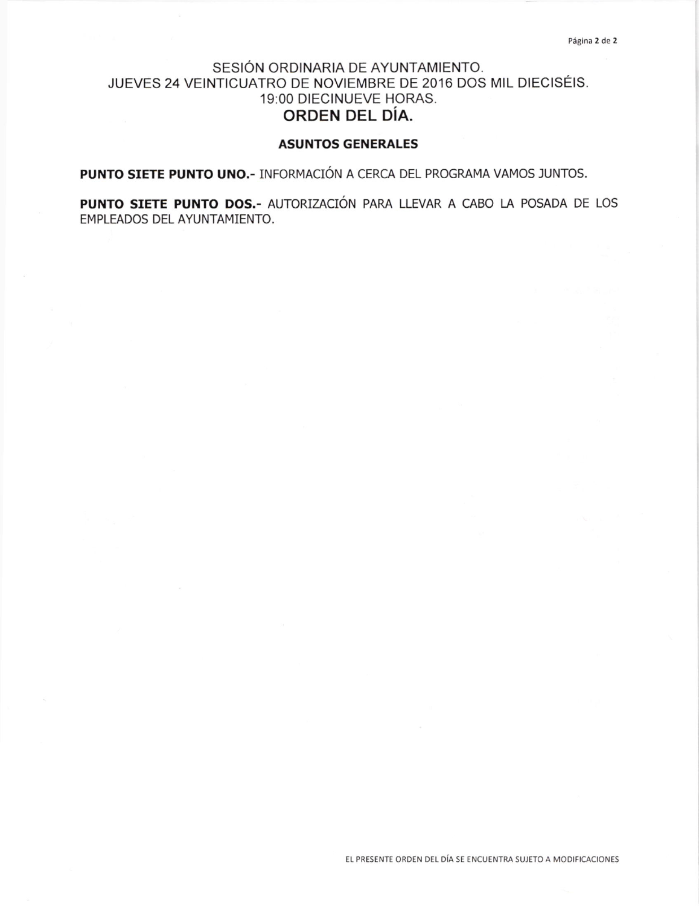SESIÓN ORDINARIA DE AYUNTAMIENTO.
JUEVES 24 VEINTICUATRO DE NOVIEMBRE DE 2016 DOS MIL DIECISÉIS.
19:00 DIECINUEVE HORAS.

# ORDEN DEL DÍA.

## ASUNTOS GENERALES

**PUNTO SIETE PUNTO UNO.-** INFORMACIÓN A CERCA DEL PROGRAMA VAMOS JUNTOS.

**PUNTO SIETE PUNTO DOS.-** AUTORIZACIÓN PARA LLEVAR A CABO LA POSADA DE LOS EMPLEADOS DEL AYUNTAMIENTO.

EL PRESENTE ORDEN DEL DÍA SE ENCUENTRA SUJETO A MODIFICACIONES